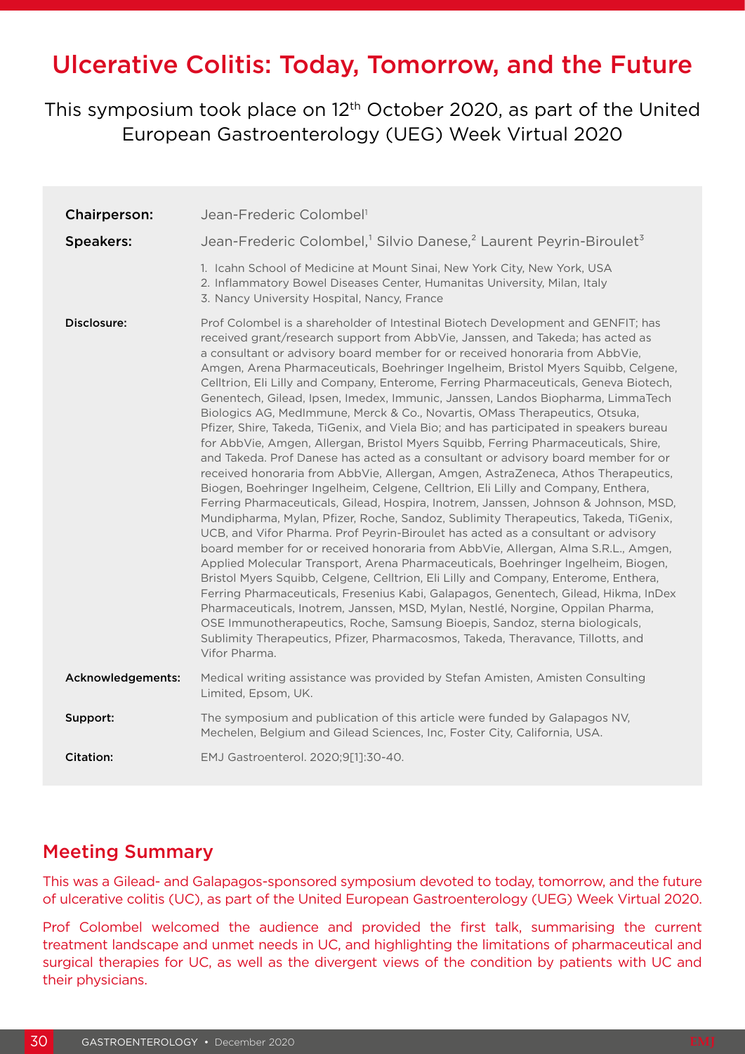# Ulcerative Colitis: Today, Tomorrow, and the Future

This symposium took place on 12th October 2020, as part of the United European Gastroenterology (UEG) Week Virtual 2020

**Chairperson:** Jean-Frederic Colombel[1]

**Speakers:** Jean-Frederic Colombel,[1] Silvio Danese,[2] Laurent Peyrin-Biroulet[3]

1. Icahn School of Medicine at Mount Sinai, New York City, New York, USA
2. Inflammatory Bowel Diseases Center, Humanitas University, Milan, Italy
3. Nancy University Hospital, Nancy, France

**Disclosure:** Prof Colombel is a shareholder of Intestinal Biotech Development and GENFIT; has received grant/research support from AbbVie, Janssen, and Takeda; has acted as a consultant or advisory board member for or received honoraria from AbbVie, Amgen, Arena Pharmaceuticals, Boehringer Ingelheim, Bristol Myers Squibb, Celgene, Celltrion, Eli Lilly and Company, Enterome, Ferring Pharmaceuticals, Geneva Biotech, Genentech, Gilead, Ipsen, Imedex, Immunic, Janssen, Landos Biopharma, LimmaTech Biologics AG, MedImmune, Merck & Co., Novartis, OMass Therapeutics, Otsuka, Pfizer, Shire, Takeda, TiGenix, and Viela Bio; and has participated in speakers bureau for AbbVie, Amgen, Allergan, Bristol Myers Squibb, Ferring Pharmaceuticals, Shire, and Takeda. Prof Danese has acted as a consultant or advisory board member for or received honoraria from AbbVie, Allergan, Amgen, AstraZeneca, Athos Therapeutics, Biogen, Boehringer Ingelheim, Celgene, Celltrion, Eli Lilly and Company, Enthera, Ferring Pharmaceuticals, Gilead, Hospira, Inotrem, Janssen, Johnson & Johnson, MSD, Mundipharma, Mylan, Pfizer, Roche, Sandoz, Sublimity Therapeutics, Takeda, TiGenix, UCB, and Vifor Pharma. Prof Peyrin-Biroulet has acted as a consultant or advisory board member for or received honoraria from AbbVie, Allergan, Alma S.R.L., Amgen, Applied Molecular Transport, Arena Pharmaceuticals, Boehringer Ingelheim, Biogen, Bristol Myers Squibb, Celgene, Celltrion, Eli Lilly and Company, Enterome, Enthera, Ferring Pharmaceuticals, Fresenius Kabi, Galapagos, Genentech, Gilead, Hikma, InDex Pharmaceuticals, Inotrem, Janssen, MSD, Mylan, Nestlé, Norgine, Oppilan Pharma, OSE Immunotherapeutics, Roche, Samsung Bioepis, Sandoz, sterna biologicals, Sublimity Therapeutics, Pfizer, Pharmacosmos, Takeda, Theravance, Tillotts, and Vifor Pharma.

**Acknowledgements:** Medical writing assistance was provided by Stefan Amisten, Amisten Consulting Limited, Epsom, UK.

**Support:** The symposium and publication of this article were funded by Galapagos NV, Mechelen, Belgium and Gilead Sciences, Inc, Foster City, California, USA.

**Citation:** EMJ Gastroenterol. 2020;9[1]:30-40.

## Meeting Summary

This was a Gilead- and Galapagos-sponsored symposium devoted to today, tomorrow, and the future of ulcerative colitis (UC), as part of the United European Gastroenterology (UEG) Week Virtual 2020.

Prof Colombel welcomed the audience and provided the first talk, summarising the current treatment landscape and unmet needs in UC, and highlighting the limitations of pharmaceutical and surgical therapies for UC, as well as the divergent views of the condition by patients with UC and their physicians.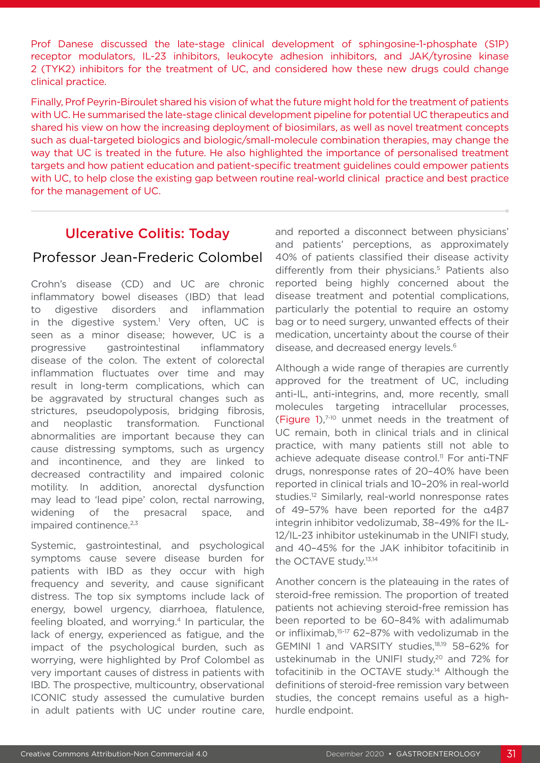Prof Danese discussed the late-stage clinical development of sphingosine-1-phosphate (S1P) receptor modulators, IL-23 inhibitors, leukocyte adhesion inhibitors, and JAK/tyrosine kinase 2 (TYK2) inhibitors for the treatment of UC, and considered how these new drugs could change clinical practice.

Finally, Prof Peyrin-Biroulet shared his vision of what the future might hold for the treatment of patients with UC. He summarised the late-stage clinical development pipeline for potential UC therapeutics and shared his view on how the increasing deployment of biosimilars, as well as novel treatment concepts such as dual-targeted biologics and biologic/small-molecule combination therapies, may change the way that UC is treated in the future. He also highlighted the importance of personalised treatment targets and how patient education and patient-specific treatment guidelines could empower patients with UC, to help close the existing gap between routine real-world clinical practice and best practice for the management of UC.

## Ulcerative Colitis: Today

### Professor Jean-Frederic Colombel

Crohn's disease (CD) and UC are chronic inflammatory bowel diseases (IBD) that lead to digestive disorders and inflammation in the digestive system.[1] Very often, UC is seen as a minor disease; however, UC is a progressive gastrointestinal inflammatory disease of the colon. The extent of colorectal inflammation fluctuates over time and may result in long-term complications, which can be aggravated by structural changes such as strictures, pseudopolyposis, bridging fibrosis, and neoplastic transformation. Functional abnormalities are important because they can cause distressing symptoms, such as urgency and incontinence, and they are linked to decreased contractility and impaired colonic motility. In addition, anorectal dysfunction may lead to 'lead pipe' colon, rectal narrowing, widening of the presacral space, and impaired continence.[2,3]

Systemic, gastrointestinal, and psychological symptoms cause severe disease burden for patients with IBD as they occur with high frequency and severity, and cause significant distress. The top six symptoms include lack of energy, bowel urgency, diarrhoea, flatulence, feeling bloated, and worrying.[4] In particular, the lack of energy, experienced as fatigue, and the impact of the psychological burden, such as worrying, were highlighted by Prof Colombel as very important causes of distress in patients with IBD. The prospective, multicountry, observational ICONIC study assessed the cumulative burden in adult patients with UC under routine care, and reported a disconnect between physicians' and patients' perceptions, as approximately 40% of patients classified their disease activity differently from their physicians.[5] Patients also reported being highly concerned about the disease treatment and potential complications, particularly the potential to require an ostomy bag or to need surgery, unwanted effects of their medication, uncertainty about the course of their disease, and decreased energy levels.[6]

Although a wide range of therapies are currently approved for the treatment of UC, including anti-IL, anti-integrins, and, more recently, small molecules targeting intracellular processes, (Figure 1),[7-10] unmet needs in the treatment of UC remain, both in clinical trials and in clinical practice, with many patients still not able to achieve adequate disease control.[11] For anti-TNF drugs, nonresponse rates of 20–40% have been reported in clinical trials and 10–20% in real-world studies.[12] Similarly, real-world nonresponse rates of 49–57% have been reported for the α4β7 integrin inhibitor vedolizumab, 38–49% for the IL-12/IL-23 inhibitor ustekinumab in the UNIFI study, and 40–45% for the JAK inhibitor tofacitinib in the OCTAVE study.[13,14]

Another concern is the plateauing in the rates of steroid-free remission. The proportion of treated patients not achieving steroid-free remission has been reported to be 60–84% with adalimumab or infliximab,[15-17] 62–87% with vedolizumab in the GEMINI 1 and VARSITY studies,[18,19] 58–62% for ustekinumab in the UNIFI study,[20] and 72% for tofacitinib in the OCTAVE study.[14] Although the definitions of steroid-free remission vary between studies, the concept remains useful as a high-hurdle endpoint.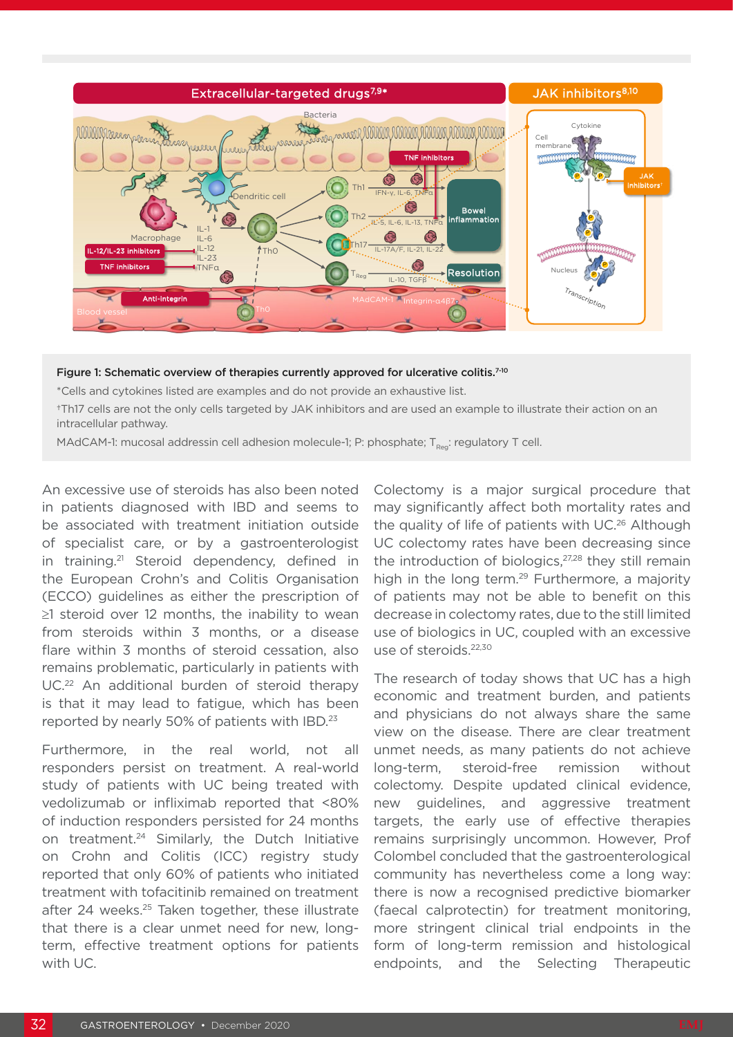**Figure 1: Schematic overview of therapies currently approved for ulcerative colitis.[7-10]**

*Cells and cytokines listed are examples and do not provide an exhaustive list.

†Th17 cells are not the only cells targeted by JAK inhibitors and are used an example to illustrate their action on an intracellular pathway.

MAdCAM-1: mucosal addressin cell adhesion molecule-1; P: phosphate; $T_{Reg}$: regulatory T cell.

An excessive use of steroids has also been noted in patients diagnosed with IBD and seems to be associated with treatment initiation outside of specialist care, or by a gastroenterologist in training.[21] Steroid dependency, defined in the European Crohn's and Colitis Organisation (ECCO) guidelines as either the prescription of ≥1 steroid over 12 months, the inability to wean from steroids within 3 months, or a disease flare within 3 months of steroid cessation, also remains problematic, particularly in patients with UC.[22] An additional burden of steroid therapy is that it may lead to fatigue, which has been reported by nearly 50% of patients with IBD.[23]

Furthermore, in the real world, not all responders persist on treatment. A real-world study of patients with UC being treated with vedolizumab or infliximab reported that <80% of induction responders persisted for 24 months on treatment.[24] Similarly, the Dutch Initiative on Crohn and Colitis (ICC) registry study reported that only 60% of patients who initiated treatment with tofacitinib remained on treatment after 24 weeks.[25] Taken together, these illustrate that there is a clear unmet need for new, long-term, effective treatment options for patients with UC.

Colectomy is a major surgical procedure that may significantly affect both mortality rates and the quality of life of patients with UC.[26] Although UC colectomy rates have been decreasing since the introduction of biologics,[27,28] they still remain high in the long term.[29] Furthermore, a majority of patients may not be able to benefit on this decrease in colectomy rates, due to the still limited use of biologics in UC, coupled with an excessive use of steroids.[22,30]

The research of today shows that UC has a high economic and treatment burden, and patients and physicians do not always share the same view on the disease. There are clear treatment unmet needs, as many patients do not achieve long-term, steroid-free remission without colectomy. Despite updated clinical evidence, new guidelines, and aggressive treatment targets, the early use of effective therapies remains surprisingly uncommon. However, Prof Colombel concluded that the gastroenterological community has nevertheless come a long way: there is now a recognised predictive biomarker (faecal calprotectin) for treatment monitoring, more stringent clinical trial endpoints in the form of long-term remission and histological endpoints, and the Selecting Therapeutic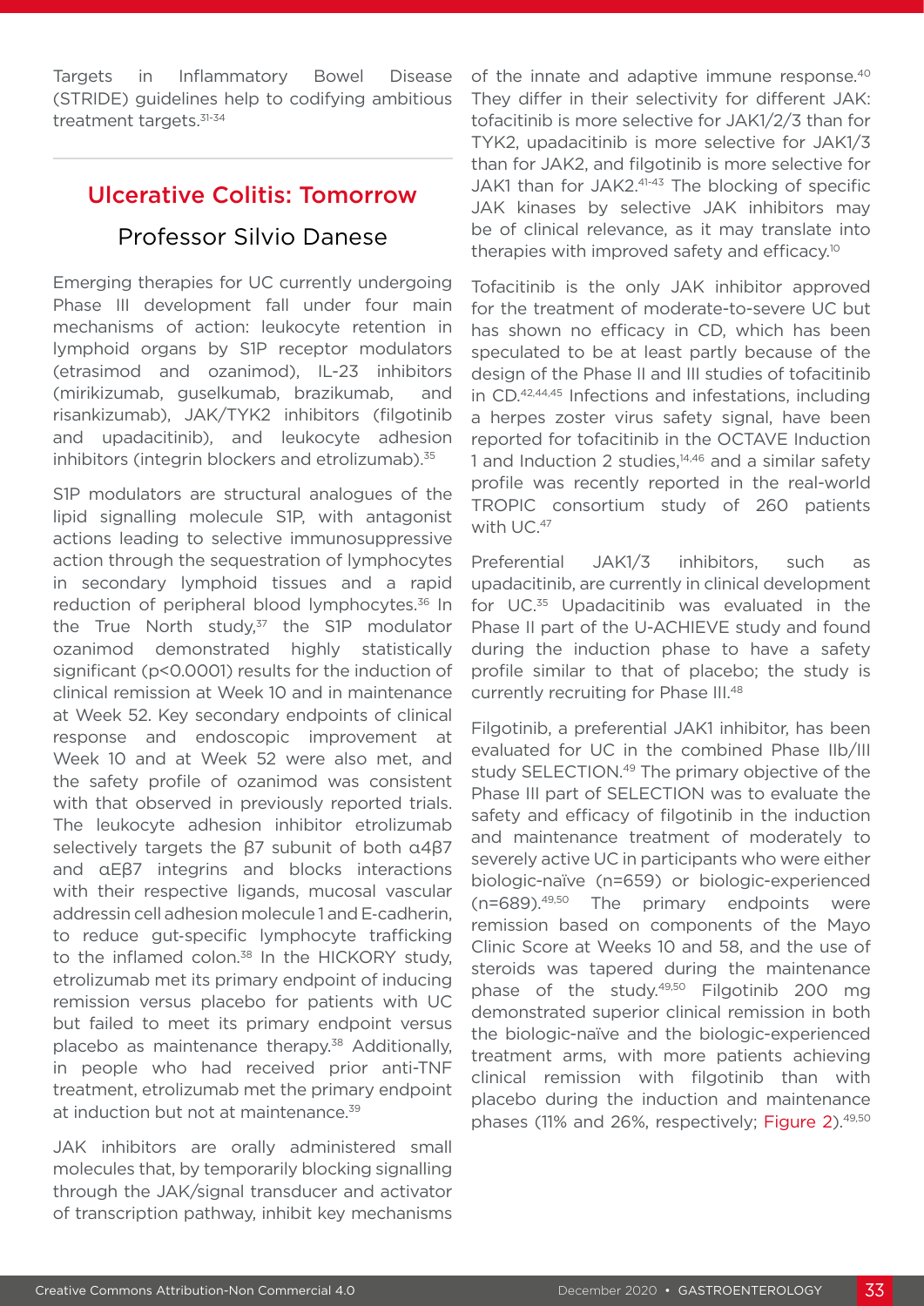Targets in Inflammatory Bowel Disease (STRIDE) guidelines help to codifying ambitious treatment targets.[31-34]

## Ulcerative Colitis: Tomorrow

### Professor Silvio Danese

Emerging therapies for UC currently undergoing Phase III development fall under four main mechanisms of action: leukocyte retention in lymphoid organs by S1P receptor modulators (etrasimod and ozanimod), IL-23 inhibitors (mirikizumab, guselkumab, brazikumab, and risankizumab), JAK/TYK2 inhibitors (filgotinib and upadacitinib), and leukocyte adhesion inhibitors (integrin blockers and etrolizumab).[35]

S1P modulators are structural analogues of the lipid signalling molecule S1P, with antagonist actions leading to selective immunosuppressive action through the sequestration of lymphocytes in secondary lymphoid tissues and a rapid reduction of peripheral blood lymphocytes.[36] In the True North study,[37] the S1P modulator ozanimod demonstrated highly statistically significant ($p<0.0001$) results for the induction of clinical remission at Week 10 and in maintenance at Week 52. Key secondary endpoints of clinical response and endoscopic improvement at Week 10 and at Week 52 were also met, and the safety profile of ozanimod was consistent with that observed in previously reported trials. The leukocyte adhesion inhibitor etrolizumab selectively targets the β7 subunit of both α4β7 and αEβ7 integrins and blocks interactions with their respective ligands, mucosal vascular addressin cell adhesion molecule 1 and E-cadherin, to reduce gut-specific lymphocyte trafficking to the inflamed colon.[38] In the HICKORY study, etrolizumab met its primary endpoint of inducing remission versus placebo for patients with UC but failed to meet its primary endpoint versus placebo as maintenance therapy.[38] Additionally, in people who had received prior anti-TNF treatment, etrolizumab met the primary endpoint at induction but not at maintenance.[39]

JAK inhibitors are orally administered small molecules that, by temporarily blocking signalling through the JAK/signal transducer and activator of transcription pathway, inhibit key mechanisms of the innate and adaptive immune response.[40] They differ in their selectivity for different JAK: tofacitinib is more selective for JAK1/2/3 than for TYK2, upadacitinib is more selective for JAK1/3 than for JAK2, and filgotinib is more selective for JAK1 than for JAK2.[41-43] The blocking of specific JAK kinases by selective JAK inhibitors may be of clinical relevance, as it may translate into therapies with improved safety and efficacy.[10]

Tofacitinib is the only JAK inhibitor approved for the treatment of moderate-to-severe UC but has shown no efficacy in CD, which has been speculated to be at least partly because of the design of the Phase II and III studies of tofacitinib in CD.[42,44,45] Infections and infestations, including a herpes zoster virus safety signal, have been reported for tofacitinib in the OCTAVE Induction 1 and Induction 2 studies,[14,46] and a similar safety profile was recently reported in the real-world TROPIC consortium study of 260 patients with UC.[47]

Preferential JAK1/3 inhibitors, such as upadacitinib, are currently in clinical development for UC.[35] Upadacitinib was evaluated in the Phase II part of the U-ACHIEVE study and found during the induction phase to have a safety profile similar to that of placebo; the study is currently recruiting for Phase III.[48]

Filgotinib, a preferential JAK1 inhibitor, has been evaluated for UC in the combined Phase IIb/III study SELECTION.[49] The primary objective of the Phase III part of SELECTION was to evaluate the safety and efficacy of filgotinib in the induction and maintenance treatment of moderately to severely active UC in participants who were either biologic-naïve (n=659) or biologic-experienced (n=689).[49,50] The primary endpoints were remission based on components of the Mayo Clinic Score at Weeks 10 and 58, and the use of steroids was tapered during the maintenance phase of the study.[49,50] Filgotinib 200 mg demonstrated superior clinical remission in both the biologic-naïve and the biologic-experienced treatment arms, with more patients achieving clinical remission with filgotinib than with placebo during the induction and maintenance phases (11% and 26%, respectively; Figure 2).[49,50]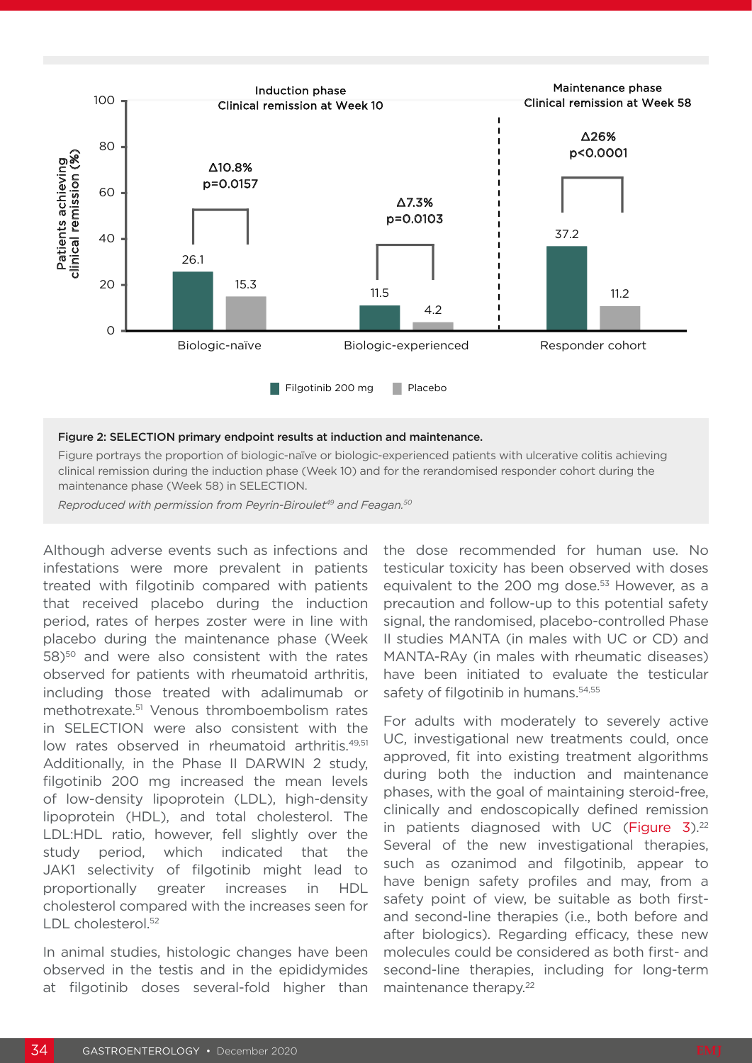**Figure 2: SELECTION primary endpoint results at induction and maintenance.**

Figure portrays the proportion of biologic-naïve or biologic-experienced patients with ulcerative colitis achieving clinical remission during the induction phase (Week 10) and for the rerandomised responder cohort during the maintenance phase (Week 58) in SELECTION.

*Reproduced with permission from Peyrin-Biroulet[49] and Feagan.[50]*

Although adverse events such as infections and infestations were more prevalent in patients treated with filgotinib compared with patients that received placebo during the induction period, rates of herpes zoster were in line with placebo during the maintenance phase (Week 58)[50] and were also consistent with the rates observed for patients with rheumatoid arthritis, including those treated with adalimumab or methotrexate.[51] Venous thromboembolism rates in SELECTION were also consistent with the low rates observed in rheumatoid arthritis.[49,51] Additionally, in the Phase II DARWIN 2 study, filgotinib 200 mg increased the mean levels of low-density lipoprotein (LDL), high-density lipoprotein (HDL), and total cholesterol. The LDL:HDL ratio, however, fell slightly over the study period, which indicated that the JAK1 selectivity of filgotinib might lead to proportionally greater increases in HDL cholesterol compared with the increases seen for LDL cholesterol.[52]

In animal studies, histologic changes have been observed in the testis and in the epididymides at filgotinib doses several-fold higher than the dose recommended for human use. No testicular toxicity has been observed with doses equivalent to the 200 mg dose.[53] However, as a precaution and follow-up to this potential safety signal, the randomised, placebo-controlled Phase II studies MANTA (in males with UC or CD) and MANTA-RAy (in males with rheumatic diseases) have been initiated to evaluate the testicular safety of filgotinib in humans.[54,55]

For adults with moderately to severely active UC, investigational new treatments could, once approved, fit into existing treatment algorithms during both the induction and maintenance phases, with the goal of maintaining steroid-free, clinically and endoscopically defined remission in patients diagnosed with UC (Figure 3).[22] Several of the new investigational therapies, such as ozanimod and filgotinib, appear to have benign safety profiles and may, from a safety point of view, be suitable as both first- and second-line therapies (i.e., both before and after biologics). Regarding efficacy, these new molecules could be considered as both first- and second-line therapies, including for long-term maintenance therapy.[22]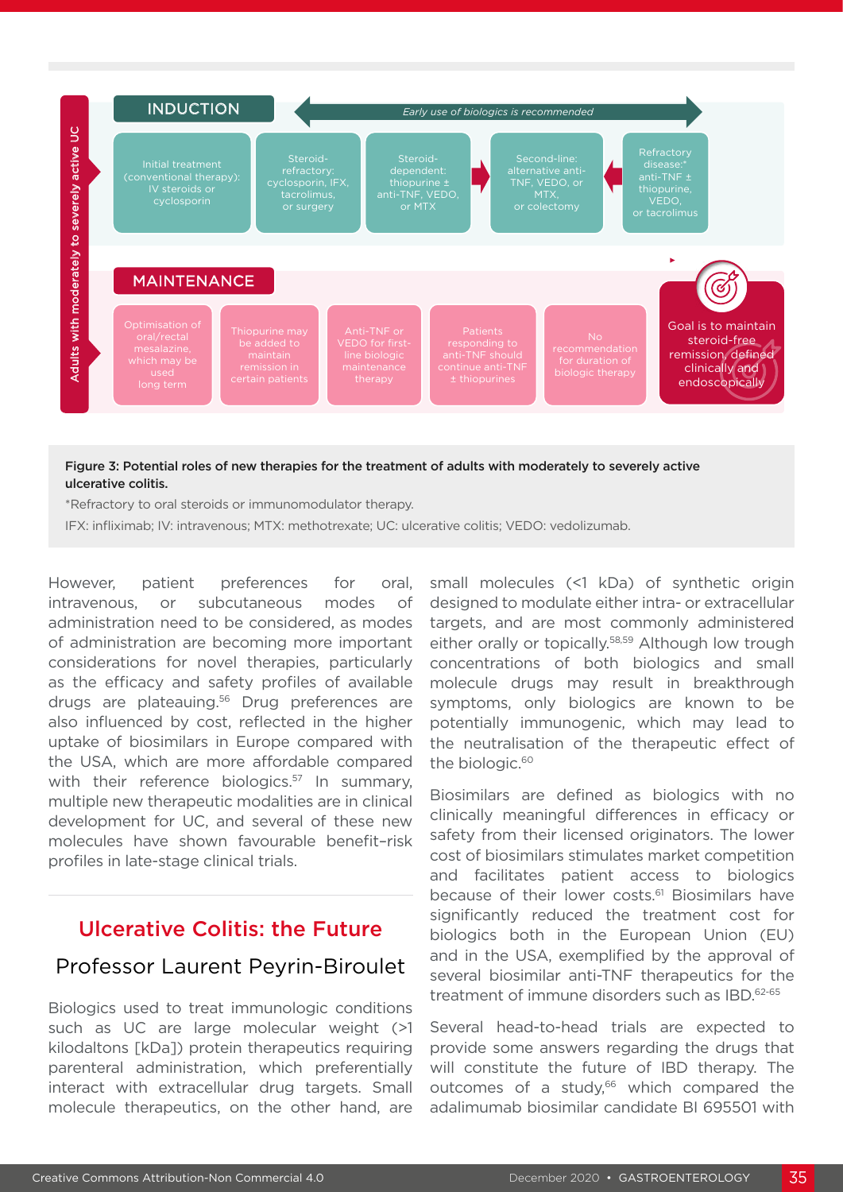**INDUCTION**

*Early use of biologics is recommended*

- Initial treatment (conventional therapy): IV steroids or cyclosporin
- Steroid-refractory: cyclosporin, IFX, tacrolimus, or surgery
- Steroid-dependent: thiopurine ± anti-TNF, VEDO, or MTX
- Second-line: alternative anti-TNF, VEDO, or MTX, or colectomy
- Refractory disease:* anti-TNF ± thiopurine, VEDO, or tacrolimus

**MAINTENANCE**

- Optimisation of oral/rectal mesalazine, which may be used long term
- Thiopurine may be added to maintain remission in certain patients
- Anti-TNF or VEDO for first-line biologic maintenance therapy
- Patients responding to anti-TNF should continue anti-TNF ± thiopurines
- No recommendation for duration of biologic therapy
- Goal is to maintain steroid-free remission, defined clinically and endoscopically

Adults with moderately to severely active UC

**Figure 3: Potential roles of new therapies for the treatment of adults with moderately to severely active ulcerative colitis.**

*Refractory to oral steroids or immunomodulator therapy.

IFX: infliximab; IV: intravenous; MTX: methotrexate; UC: ulcerative colitis; VEDO: vedolizumab.

However, patient preferences for oral, intravenous, or subcutaneous modes of administration need to be considered, as modes of administration are becoming more important considerations for novel therapies, particularly as the efficacy and safety profiles of available drugs are plateauing.[56] Drug preferences are also influenced by cost, reflected in the higher uptake of biosimilars in Europe compared with the USA, which are more affordable compared with their reference biologics.[57] In summary, multiple new therapeutic modalities are in clinical development for UC, and several of these new molecules have shown favourable benefit–risk profiles in late-stage clinical trials.

## Ulcerative Colitis: the Future

### Professor Laurent Peyrin-Biroulet

Biologics used to treat immunologic conditions such as UC are large molecular weight (>1 kilodaltons [kDa]) protein therapeutics requiring parenteral administration, which preferentially interact with extracellular drug targets. Small molecule therapeutics, on the other hand, are small molecules (<1 kDa) of synthetic origin designed to modulate either intra- or extracellular targets, and are most commonly administered either orally or topically.[58,59] Although low trough concentrations of both biologics and small molecule drugs may result in breakthrough symptoms, only biologics are known to be potentially immunogenic, which may lead to the neutralisation of the therapeutic effect of the biologic.[60]

Biosimilars are defined as biologics with no clinically meaningful differences in efficacy or safety from their licensed originators. The lower cost of biosimilars stimulates market competition and facilitates patient access to biologics because of their lower costs.[61] Biosimilars have significantly reduced the treatment cost for biologics both in the European Union (EU) and in the USA, exemplified by the approval of several biosimilar anti-TNF therapeutics for the treatment of immune disorders such as IBD.[62-65]

Several head-to-head trials are expected to provide some answers regarding the drugs that will constitute the future of IBD therapy. The outcomes of a study,[66] which compared the adalimumab biosimilar candidate BI 695501 with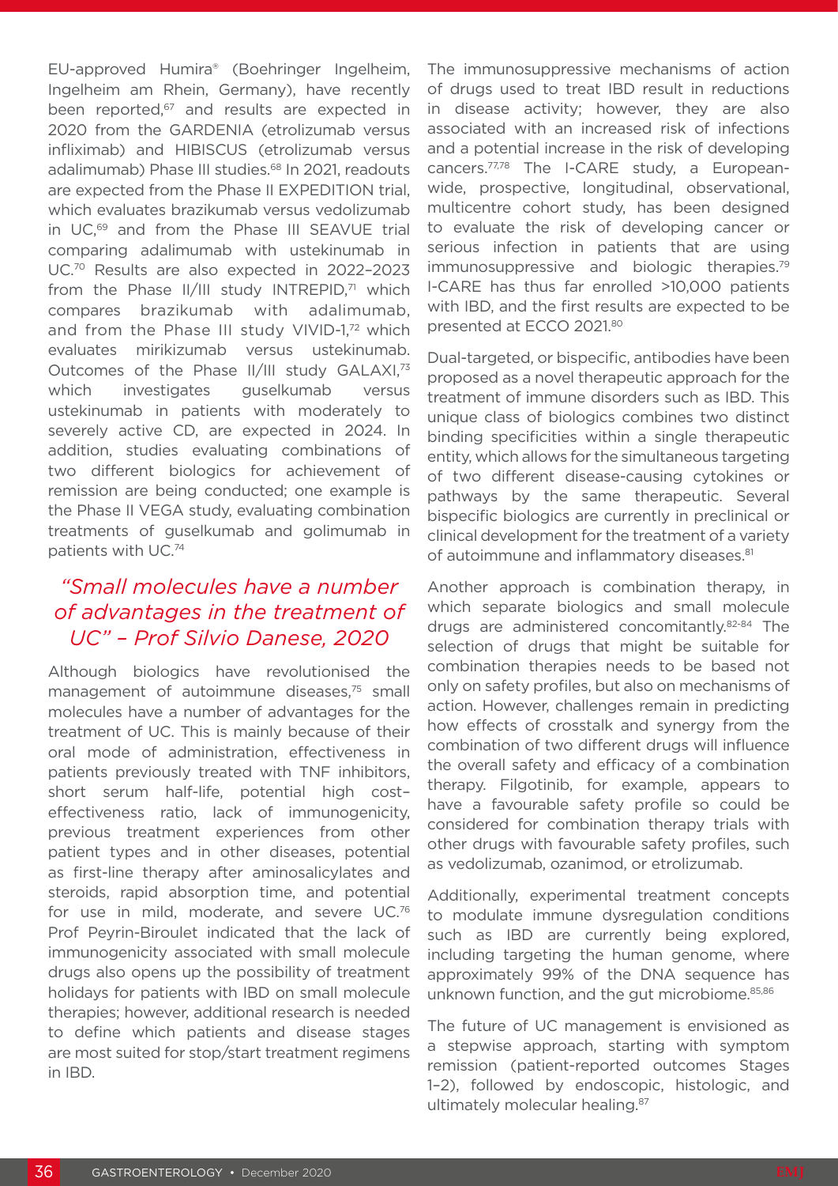EU-approved Humira® (Boehringer Ingelheim, Ingelheim am Rhein, Germany), have recently been reported,[67] and results are expected in 2020 from the GARDENIA (etrolizumab versus infliximab) and HIBISCUS (etrolizumab versus adalimumab) Phase III studies.[68] In 2021, readouts are expected from the Phase II EXPEDITION trial, which evaluates brazikumab versus vedolizumab in UC,[69] and from the Phase III SEAVUE trial comparing adalimumab with ustekinumab in UC.[70] Results are also expected in 2022–2023 from the Phase II/III study INTREPID,[71] which compares brazikumab with adalimumab, and from the Phase III study VIVID-1,[72] which evaluates mirikizumab versus ustekinumab. Outcomes of the Phase II/III study GALAXI,[73] which investigates guselkumab versus ustekinumab in patients with moderately to severely active CD, are expected in 2024. In addition, studies evaluating combinations of two different biologics for achievement of remission are being conducted; one example is the Phase II VEGA study, evaluating combination treatments of guselkumab and golimumab in patients with UC.[74]

## *"Small molecules have a number of advantages in the treatment of UC" – Prof Silvio Danese, 2020*

Although biologics have revolutionised the management of autoimmune diseases,[75] small molecules have a number of advantages for the treatment of UC. This is mainly because of their oral mode of administration, effectiveness in patients previously treated with TNF inhibitors, short serum half-life, potential high cost–effectiveness ratio, lack of immunogenicity, previous treatment experiences from other patient types and in other diseases, potential as first-line therapy after aminosalicylates and steroids, rapid absorption time, and potential for use in mild, moderate, and severe UC.[76] Prof Peyrin-Biroulet indicated that the lack of immunogenicity associated with small molecule drugs also opens up the possibility of treatment holidays for patients with IBD on small molecule therapies; however, additional research is needed to define which patients and disease stages are most suited for stop/start treatment regimens in IBD.

The immunosuppressive mechanisms of action of drugs used to treat IBD result in reductions in disease activity; however, they are also associated with an increased risk of infections and a potential increase in the risk of developing cancers.[77,78] The I-CARE study, a European-wide, prospective, longitudinal, observational, multicentre cohort study, has been designed to evaluate the risk of developing cancer or serious infection in patients that are using immunosuppressive and biologic therapies.[79] I-CARE has thus far enrolled >10,000 patients with IBD, and the first results are expected to be presented at ECCO 2021.[80]

Dual-targeted, or bispecific, antibodies have been proposed as a novel therapeutic approach for the treatment of immune disorders such as IBD. This unique class of biologics combines two distinct binding specificities within a single therapeutic entity, which allows for the simultaneous targeting of two different disease-causing cytokines or pathways by the same therapeutic. Several bispecific biologics are currently in preclinical or clinical development for the treatment of a variety of autoimmune and inflammatory diseases.[81]

Another approach is combination therapy, in which separate biologics and small molecule drugs are administered concomitantly.[82-84] The selection of drugs that might be suitable for combination therapies needs to be based not only on safety profiles, but also on mechanisms of action. However, challenges remain in predicting how effects of crosstalk and synergy from the combination of two different drugs will influence the overall safety and efficacy of a combination therapy. Filgotinib, for example, appears to have a favourable safety profile so could be considered for combination therapy trials with other drugs with favourable safety profiles, such as vedolizumab, ozanimod, or etrolizumab.

Additionally, experimental treatment concepts to modulate immune dysregulation conditions such as IBD are currently being explored, including targeting the human genome, where approximately 99% of the DNA sequence has unknown function, and the gut microbiome.[85,86]

The future of UC management is envisioned as a stepwise approach, starting with symptom remission (patient-reported outcomes Stages 1–2), followed by endoscopic, histologic, and ultimately molecular healing.[87]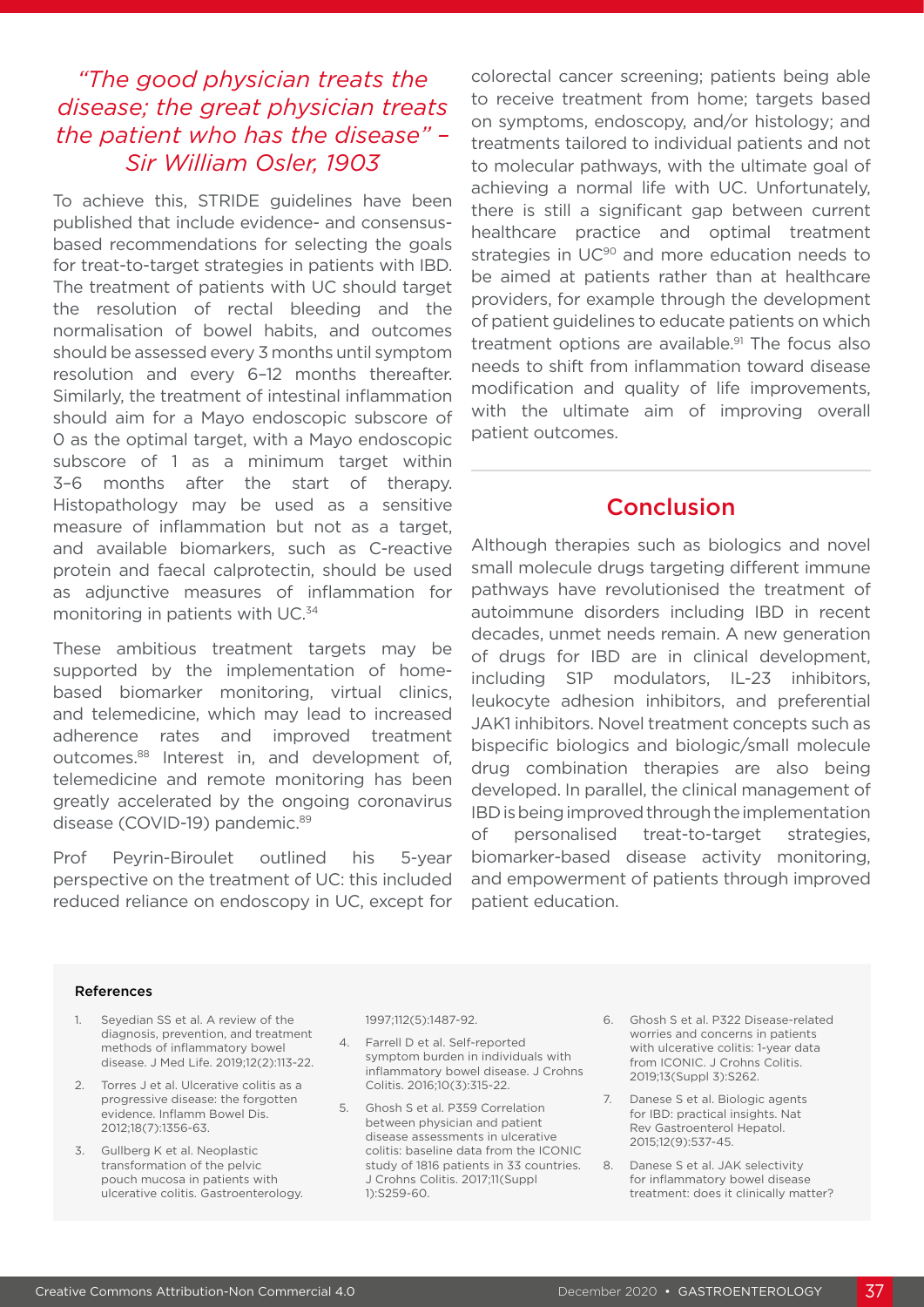*"The good physician treats the disease; the great physician treats the patient who has the disease" – Sir William Osler, 1903*

To achieve this, STRIDE guidelines have been published that include evidence- and consensus-based recommendations for selecting the goals for treat-to-target strategies in patients with IBD. The treatment of patients with UC should target the resolution of rectal bleeding and the normalisation of bowel habits, and outcomes should be assessed every 3 months until symptom resolution and every 6–12 months thereafter. Similarly, the treatment of intestinal inflammation should aim for a Mayo endoscopic subscore of 0 as the optimal target, with a Mayo endoscopic subscore of 1 as a minimum target within 3–6 months after the start of therapy. Histopathology may be used as a sensitive measure of inflammation but not as a target, and available biomarkers, such as C-reactive protein and faecal calprotectin, should be used as adjunctive measures of inflammation for monitoring in patients with UC.[34]

These ambitious treatment targets may be supported by the implementation of home-based biomarker monitoring, virtual clinics, and telemedicine, which may lead to increased adherence rates and improved treatment outcomes.[88] Interest in, and development of, telemedicine and remote monitoring has been greatly accelerated by the ongoing coronavirus disease (COVID-19) pandemic.[89]

Prof Peyrin-Biroulet outlined his 5-year perspective on the treatment of UC: this included reduced reliance on endoscopy in UC, except for colorectal cancer screening; patients being able to receive treatment from home; targets based on symptoms, endoscopy, and/or histology; and treatments tailored to individual patients and not to molecular pathways, with the ultimate goal of achieving a normal life with UC. Unfortunately, there is still a significant gap between current healthcare practice and optimal treatment strategies in UC[90] and more education needs to be aimed at patients rather than at healthcare providers, for example through the development of patient guidelines to educate patients on which treatment options are available.[91] The focus also needs to shift from inflammation toward disease modification and quality of life improvements, with the ultimate aim of improving overall patient outcomes.

## Conclusion

Although therapies such as biologics and novel small molecule drugs targeting different immune pathways have revolutionised the treatment of autoimmune disorders including IBD in recent decades, unmet needs remain. A new generation of drugs for IBD are in clinical development, including S1P modulators, IL-23 inhibitors, leukocyte adhesion inhibitors, and preferential JAK1 inhibitors. Novel treatment concepts such as bispecific biologics and biologic/small molecule drug combination therapies are also being developed. In parallel, the clinical management of IBD is being improved through the implementation of personalised treat-to-target strategies, biomarker-based disease activity monitoring, and empowerment of patients through improved patient education.

**References**

1. Seyedian SS et al. A review of the diagnosis, prevention, and treatment methods of inflammatory bowel disease. J Med Life. 2019;12(2):113-22.
2. Torres J et al. Ulcerative colitis as a progressive disease: the forgotten evidence. Inflamm Bowel Dis. 2012;18(7):1356-63.
3. Gullberg K et al. Neoplastic transformation of the pelvic pouch mucosa in patients with ulcerative colitis. Gastroenterology. 1997;112(5):1487-92.
4. Farrell D et al. Self-reported symptom burden in individuals with inflammatory bowel disease. J Crohns Colitis. 2016;10(3):315-22.
5. Ghosh S et al. P359 Correlation between physician and patient disease assessments in ulcerative colitis: baseline data from the ICONIC study of 1816 patients in 33 countries. J Crohns Colitis. 2017;11(Suppl 1):S259-60.
6. Ghosh S et al. P322 Disease-related worries and concerns in patients with ulcerative colitis: 1-year data from ICONIC. J Crohns Colitis. 2019;13(Suppl 3):S262.
7. Danese S et al. Biologic agents for IBD: practical insights. Nat Rev Gastroenterol Hepatol. 2015;12(9):537-45.
8. Danese S et al. JAK selectivity for inflammatory bowel disease treatment: does it clinically matter?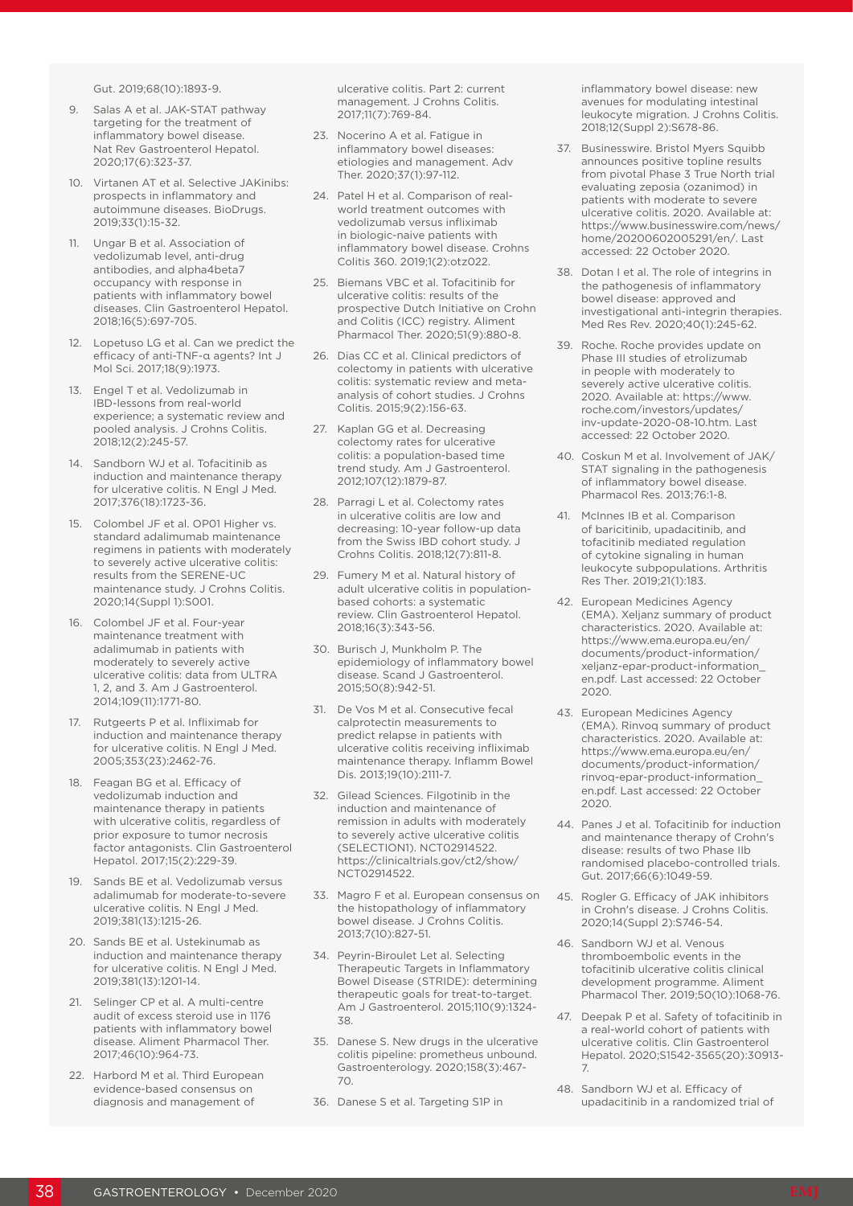Gut. 2019;68(10):1893-9.

9. Salas A et al. JAK-STAT pathway targeting for the treatment of inflammatory bowel disease. Nat Rev Gastroenterol Hepatol. 2020;17(6):323-37.
10. Virtanen AT et al. Selective JAKinibs: prospects in inflammatory and autoimmune diseases. BioDrugs. 2019;33(1):15-32.
11. Ungar B et al. Association of vedolizumab level, anti-drug antibodies, and alpha4beta7 occupancy with response in patients with inflammatory bowel diseases. Clin Gastroenterol Hepatol. 2018;16(5):697-705.
12. Lopetuso LG et al. Can we predict the efficacy of anti-TNF-α agents? Int J Mol Sci. 2017;18(9):1973.
13. Engel T et al. Vedolizumab in IBD-lessons from real-world experience; a systematic review and pooled analysis. J Crohns Colitis. 2018;12(2):245-57.
14. Sandborn WJ et al. Tofacitinib as induction and maintenance therapy for ulcerative colitis. N Engl J Med. 2017;376(18):1723-36.
15. Colombel JF et al. OP01 Higher vs. standard adalimumab maintenance regimens in patients with moderately to severely active ulcerative colitis: results from the SERENE-UC maintenance study. J Crohns Colitis. 2020;14(Suppl 1):S001.
16. Colombel JF et al. Four-year maintenance treatment with adalimumab in patients with moderately to severely active ulcerative colitis: data from ULTRA 1, 2, and 3. Am J Gastroenterol. 2014;109(11):1771-80.
17. Rutgeerts P et al. Infliximab for induction and maintenance therapy for ulcerative colitis. N Engl J Med. 2005;353(23):2462-76.
18. Feagan BG et al. Efficacy of vedolizumab induction and maintenance therapy in patients with ulcerative colitis, regardless of prior exposure to tumor necrosis factor antagonists. Clin Gastroenterol Hepatol. 2017;15(2):229-39.
19. Sands BE et al. Vedolizumab versus adalimumab for moderate-to-severe ulcerative colitis. N Engl J Med. 2019;381(13):1215-26.
20. Sands BE et al. Ustekinumab as induction and maintenance therapy for ulcerative colitis. N Engl J Med. 2019;381(13):1201-14.
21. Selinger CP et al. A multi-centre audit of excess steroid use in 1176 patients with inflammatory bowel disease. Aliment Pharmacol Ther. 2017;46(10):964-73.
22. Harbord M et al. Third European evidence-based consensus on diagnosis and management of ulcerative colitis. Part 2: current management. J Crohns Colitis. 2017;11(7):769-84.
23. Nocerino A et al. Fatigue in inflammatory bowel diseases: etiologies and management. Adv Ther. 2020;37(1):97-112.
24. Patel H et al. Comparison of real-world treatment outcomes with vedolizumab versus infliximab in biologic-naive patients with inflammatory bowel disease. Crohns Colitis 360. 2019;1(2):otz022.
25. Biemans VBC et al. Tofacitinib for ulcerative colitis: results of the prospective Dutch Initiative on Crohn and Colitis (ICC) registry. Aliment Pharmacol Ther. 2020;51(9):880-8.
26. Dias CC et al. Clinical predictors of colectomy in patients with ulcerative colitis: systematic review and meta-analysis of cohort studies. J Crohns Colitis. 2015;9(2):156-63.
27. Kaplan GG et al. Decreasing colectomy rates for ulcerative colitis: a population-based time trend study. Am J Gastroenterol. 2012;107(12):1879-87.
28. Parragi L et al. Colectomy rates in ulcerative colitis are low and decreasing: 10-year follow-up data from the Swiss IBD cohort study. J Crohns Colitis. 2018;12(7):811-8.
29. Fumery M et al. Natural history of adult ulcerative colitis in population-based cohorts: a systematic review. Clin Gastroenterol Hepatol. 2018;16(3):343-56.
30. Burisch J, Munkholm P. The epidemiology of inflammatory bowel disease. Scand J Gastroenterol. 2015;50(8):942-51.
31. De Vos M et al. Consecutive fecal calprotectin measurements to predict relapse in patients with ulcerative colitis receiving infliximab maintenance therapy. Inflamm Bowel Dis. 2013;19(10):2111-7.
32. Gilead Sciences. Filgotinib in the induction and maintenance of remission in adults with moderately to severely active ulcerative colitis (SELECTION1). NCT02914522. https://clinicaltrials.gov/ct2/show/NCT02914522.
33. Magro F et al. European consensus on the histopathology of inflammatory bowel disease. J Crohns Colitis. 2013;7(10):827-51.
34. Peyrin-Biroulet L et al. Selecting Therapeutic Targets in Inflammatory Bowel Disease (STRIDE): determining therapeutic goals for treat-to-target. Am J Gastroenterol. 2015;110(9):1324-38.
35. Danese S. New drugs in the ulcerative colitis pipeline: prometheus unbound. Gastroenterology. 2020;158(3):467-70.
36. Danese S et al. Targeting S1P in inflammatory bowel disease: new avenues for modulating intestinal leukocyte migration. J Crohns Colitis. 2018;12(Suppl 2):S678-86.
37. Businesswire. Bristol Myers Squibb announces positive topline results from pivotal Phase 3 True North trial evaluating zeposia (ozanimod) in patients with moderate to severe ulcerative colitis. 2020. Available at: https://www.businesswire.com/news/home/20200602005291/en/. Last accessed: 22 October 2020.
38. Dotan I et al. The role of integrins in the pathogenesis of inflammatory bowel disease: approved and investigational anti-integrin therapies. Med Res Rev. 2020;40(1):245-62.
39. Roche. Roche provides update on Phase III studies of etrolizumab in people with moderately to severely active ulcerative colitis. 2020. Available at: https://www.roche.com/investors/updates/inv-update-2020-08-10.htm. Last accessed: 22 October 2020.
40. Coskun M et al. Involvement of JAK/STAT signaling in the pathogenesis of inflammatory bowel disease. Pharmacol Res. 2013;76:1-8.
41. McInnes IB et al. Comparison of baricitinib, upadacitinib, and tofacitinib mediated regulation of cytokine signaling in human leukocyte subpopulations. Arthritis Res Ther. 2019;21(1):183.
42. European Medicines Agency (EMA). Xeljanz summary of product characteristics. 2020. Available at: https://www.ema.europa.eu/en/documents/product-information/xeljanz-epar-product-information_en.pdf. Last accessed: 22 October 2020.
43. European Medicines Agency (EMA). Rinvoq summary of product characteristics. 2020. Available at: https://www.ema.europa.eu/en/documents/product-information/rinvoq-epar-product-information_en.pdf. Last accessed: 22 October 2020.
44. Panes J et al. Tofacitinib for induction and maintenance therapy of Crohn's disease: results of two Phase IIb randomised placebo-controlled trials. Gut. 2017;66(6):1049-59.
45. Rogler G. Efficacy of JAK inhibitors in Crohn's disease. J Crohns Colitis. 2020;14(Suppl 2):S746-54.
46. Sandborn WJ et al. Venous thromboembolic events in the tofacitinib ulcerative colitis clinical development programme. Aliment Pharmacol Ther. 2019;50(10):1068-76.
47. Deepak P et al. Safety of tofacitinib in a real-world cohort of patients with ulcerative colitis. Clin Gastroenterol Hepatol. 2020;S1542-3565(20):30913-7.
48. Sandborn WJ et al. Efficacy of upadacitinib in a randomized trial of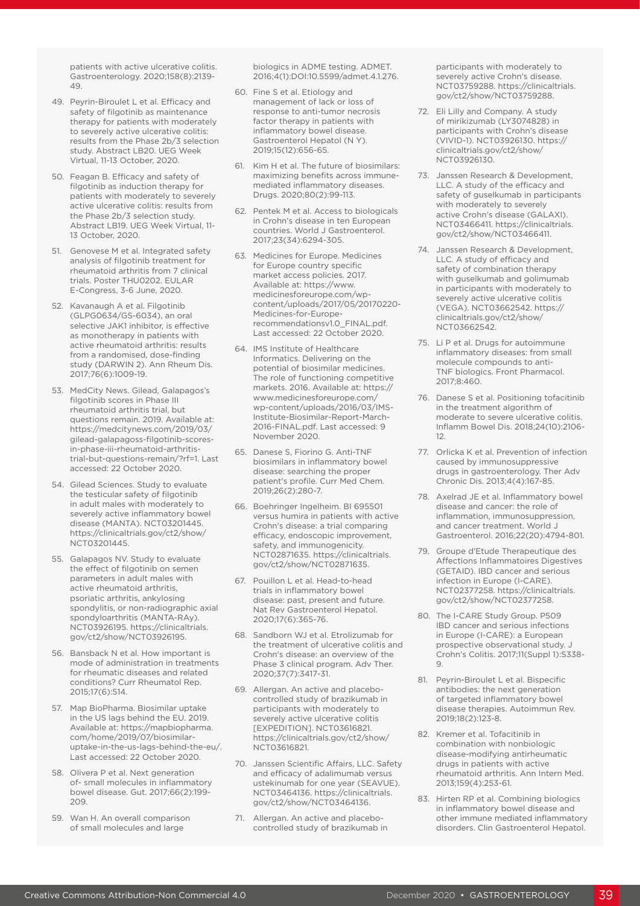patients with active ulcerative colitis. Gastroenterology. 2020;158(8):2139-49.

49. Peyrin-Biroulet L et al. Efficacy and safety of filgotinib as maintenance therapy for patients with moderately to severely active ulcerative colitis: results from the Phase 2b/3 selection study. Abstract LB20. UEG Week Virtual, 11-13 October, 2020.

50. Feagan B. Efficacy and safety of filgotinib as induction therapy for patients with moderately to severely active ulcerative colitis: results from the Phase 2b/3 selection study. Abstract LB19. UEG Week Virtual, 11-13 October, 2020.

51. Genovese M et al. Integrated safety analysis of filgotinib treatment for rheumatoid arthritis from 7 clinical trials. Poster THU0202. EULAR E-Congress, 3-6 June, 2020.

52. Kavanaugh A et al. Filgotinib (GLPG0634/GS-6034), an oral selective JAK1 inhibitor, is effective as monotherapy in patients with active rheumatoid arthritis: results from a randomised, dose-finding study (DARWIN 2). Ann Rheum Dis. 2017;76(6):1009-19.

53. MedCity News. Gilead, Galapagos's filgotinib scores in Phase III rheumatoid arthritis trial, but questions remain. 2019. Available at: https://medcitynews.com/2019/03/gilead-galapagoss-filgotinib-scores-in-phase-iii-rheumatoid-arthritis-trial-but-questions-remain/?rf=1. Last accessed: 22 October 2020.

54. Gilead Sciences. Study to evaluate the testicular safety of filgotinib in adult males with moderately to severely active inflammatory bowel disease (MANTA). NCT03201445. https://clinicaltrials.gov/ct2/show/NCT03201445.

55. Galapagos NV. Study to evaluate the effect of filgotinib on semen parameters in adult males with active rheumatoid arthritis, psoriatic arthritis, ankylosing spondylitis, or non-radiographic axial spondyloarthritis (MANTA-RAy). NCT03926195. https://clinicaltrials.gov/ct2/show/NCT03926195.

56. Bansback N et al. How important is mode of administration in treatments for rheumatic diseases and related conditions? Curr Rheumatol Rep. 2015;17(6):514.

57. Map BioPharma. Biosimilar uptake in the US lags behind the EU. 2019. Available at: https://mapbiopharma.com/home/2019/07/biosimilar-uptake-in-the-us-lags-behind-the-eu/. Last accessed: 22 October 2020.

58. Olivera P et al. Next generation of- small molecules in inflammatory bowel disease. Gut. 2017;66(2):199-209.

59. Wan H. An overall comparison of small molecules and large biologics in ADME testing. ADMET. 2016;4(1):DOI:10.5599/admet.4.1.276.

60. Fine S et al. Etiology and management of lack or loss of response to anti-tumor necrosis factor therapy in patients with inflammatory bowel disease. Gastroenterol Hepatol (N Y). 2019;15(12):656-65.

61. Kim H et al. The future of biosimilars: maximizing benefits across immune-mediated inflammatory diseases. Drugs. 2020;80(2):99-113.

62. Pentek M et al. Access to biologicals in Crohn's disease in ten European countries. World J Gastroenterol. 2017;23(34):6294-305.

63. Medicines for Europe. Medicines for Europe country specific market access policies. 2017. Available at: https://www.medicinesforeurope.com/wp-content/uploads/2017/05/20170220-Medicines-for-Europe-recommendationsv1.0_FINAL.pdf. Last accessed: 22 October 2020.

64. IMS Institute of Healthcare Informatics. Delivering on the potential of biosimilar medicines. The role of functioning competitive markets. 2016. Available at: https://www.medicinesforeurope.com/wp-content/uploads/2016/03/IMS-Institute-Biosimilar-Report-March-2016-FINAL.pdf. Last accessed: 9 November 2020.

65. Danese S, Fiorino G. Anti-TNF biosimilars in inflammatory bowel disease: searching the proper patient's profile. Curr Med Chem. 2019;26(2):280-7.

66. Boehringer Ingelheim. BI 695501 versus humira in patients with active Crohn's disease: a trial comparing efficacy, endoscopic improvement, safety, and immunogenicity. NCT02871635. https://clinicaltrials.gov/ct2/show/NCT02871635.

67. Pouillon L et al. Head-to-head trials in inflammatory bowel disease: past, present and future. Nat Rev Gastroenterol Hepatol. 2020;17(6):365-76.

68. Sandborn WJ et al. Etrolizumab for the treatment of ulcerative colitis and Crohn's disease: an overview of the Phase 3 clinical program. Adv Ther. 2020;37(7):3417-31.

69. Allergan. An active and placebo-controlled study of brazikumab in participants with moderately to severely active ulcerative colitis [EXPEDITION]. NCT03616821. https://clinicaltrials.gov/ct2/show/NCT03616821.

70. Janssen Scientific Affairs, LLC. Safety and efficacy of adalimumab versus ustekinumab for one year (SEAVUE). NCT03464136. https://clinicaltrials.gov/ct2/show/NCT03464136.

71. Allergan. An active and placebo-controlled study of brazikumab in participants with moderately to severely active Crohn's disease. NCT03759288. https://clinicaltrials.gov/ct2/show/NCT03759288.

72. Eli Lilly and Company. A study of mirikizumab (LY3074828) in participants with Crohn's disease (VIVID-1). NCT03926130. https://clinicaltrials.gov/ct2/show/NCT03926130.

73. Janssen Research & Development, LLC. A study of the efficacy and safety of guselkumab in participants with moderately to severely active Crohn's disease (GALAXI). NCT03466411. https://clinicaltrials.gov/ct2/show/NCT03466411.

74. Janssen Research & Development, LLC. A study of efficacy and safety of combination therapy with guselkumab and golimumab in participants with moderately to severely active ulcerative colitis (VEGA). NCT03662542. https://clinicaltrials.gov/ct2/show/NCT03662542.

75. Li P et al. Drugs for autoimmune inflammatory diseases: from small molecule compounds to anti-TNF biologics. Front Pharmacol. 2017;8:460.

76. Danese S et al. Positioning tofacitinib in the treatment algorithm of moderate to severe ulcerative colitis. Inflamm Bowel Dis. 2018;24(10):2106-12.

77. Orlicka K et al. Prevention of infection caused by immunosuppressive drugs in gastroenterology. Ther Adv Chronic Dis. 2013;4(4):167-85.

78. Axelrad JE et al. Inflammatory bowel disease and cancer: the role of inflammation, immunosuppression, and cancer treatment. World J Gastroenterol. 2016;22(20):4794-801.

79. Groupe d'Etude Therapeutique des Affections Inflammatoires Digestives (GETAID). IBD cancer and serious infection in Europe (I-CARE). NCT02377258. https://clinicaltrials.gov/ct2/show/NCT02377258.

80. The I-CARE Study Group. P509 IBD cancer and serious infections in Europe (I-CARE): a European prospective observational study. J Crohn's Colitis. 2017;11(Suppl 1):S338-9.

81. Peyrin-Biroulet L et al. Bispecific antibodies: the next generation of targeted inflammatory bowel disease therapies. Autoimmun Rev. 2019;18(2):123-8.

82. Kremer et al. Tofacitinib in combination with nonbiologic disease-modifying antirheumatic drugs in patients with active rheumatoid arthritis. Ann Intern Med. 2013;159(4):253-61.

83. Hirten RP et al. Combining biologics in inflammatory bowel disease and other immune mediated inflammatory disorders. Clin Gastroenterol Hepatol.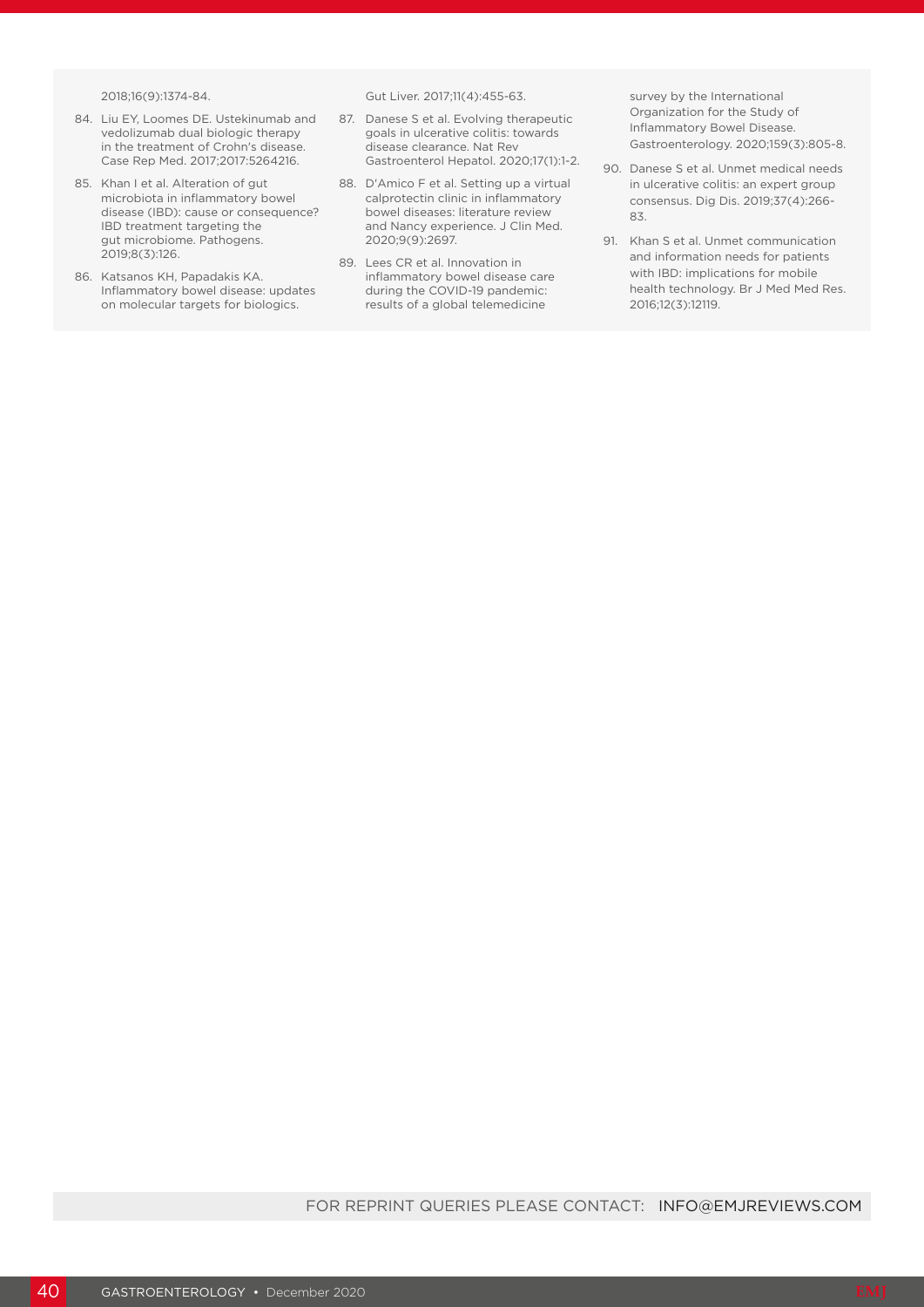2018;16(9):1374-84.

84. Liu EY, Loomes DE. Ustekinumab and vedolizumab dual biologic therapy in the treatment of Crohn's disease. Case Rep Med. 2017;2017:5264216.
85. Khan I et al. Alteration of gut microbiota in inflammatory bowel disease (IBD): cause or consequence? IBD treatment targeting the gut microbiome. Pathogens. 2019;8(3):126.
86. Katsanos KH, Papadakis KA. Inflammatory bowel disease: updates on molecular targets for biologics. Gut Liver. 2017;11(4):455-63.
87. Danese S et al. Evolving therapeutic goals in ulcerative colitis: towards disease clearance. Nat Rev Gastroenterol Hepatol. 2020;17(1):1-2.
88. D'Amico F et al. Setting up a virtual calprotectin clinic in inflammatory bowel diseases: literature review and Nancy experience. J Clin Med. 2020;9(9):2697.
89. Lees CR et al. Innovation in inflammatory bowel disease care during the COVID-19 pandemic: results of a global telemedicine survey by the International Organization for the Study of Inflammatory Bowel Disease. Gastroenterology. 2020;159(3):805-8.
90. Danese S et al. Unmet medical needs in ulcerative colitis: an expert group consensus. Dig Dis. 2019;37(4):266-83.
91. Khan S et al. Unmet communication and information needs for patients with IBD: implications for mobile health technology. Br J Med Med Res. 2016;12(3):12119.

FOR REPRINT QUERIES PLEASE CONTACT: INFO@EMJREVIEWS.COM